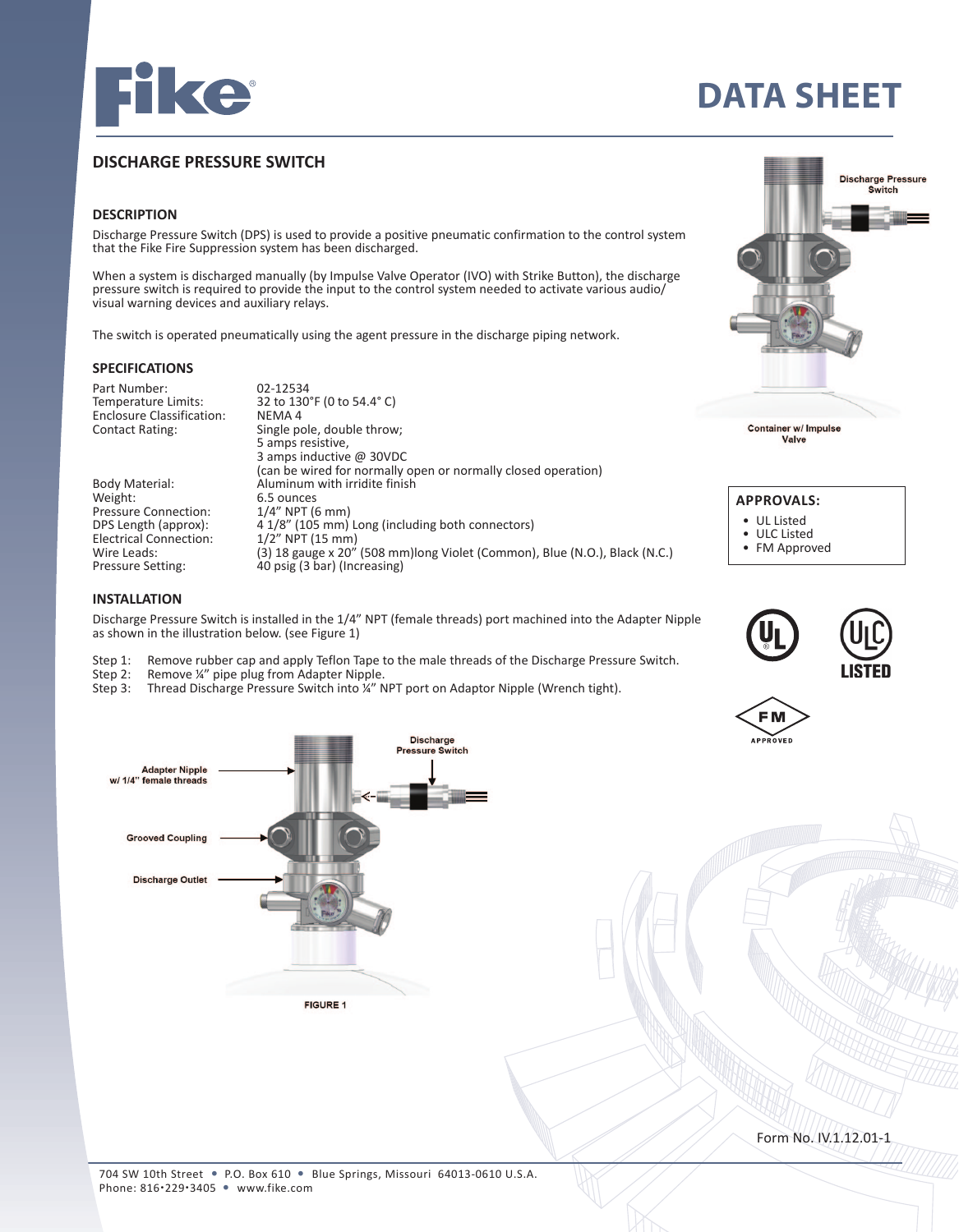# DATA SHEET

## DISCHARGE PRESSURE SWITCH

### DESCRIPTION

Discharge Pressure Switch (DPS) is used to provide a positive pneumatic confirmation to the control system that the Fike Fire Suppression system has been discharged.

When a system is discharged manually (by Impulse Valve Operator (IVO) with Strike Button), the discharge pressure switch is required to provide the input to the control system needed to activate various audio/visual warning devices and auxiliary relays.

The switch is operated pneumatically using the agent pressure in the discharge piping network.

### SPECIFICATIONS

| | |
|---|---|
| Part Number: | 02-12534 |
| Temperature Limits: | 32 to 130°F (0 to 54.4° C) |
| Enclosure Classification: | NEMA 4 |
| Contact Rating: | Single pole, double throw; 5 amps resistive, 3 amps inductive @ 30VDC (can be wired for normally open or normally closed operation) |
| Body Material: | Aluminum with irridite finish |
| Weight: | 6.5 ounces |
| Pressure Connection: | 1/4" NPT (6 mm) |
| DPS Length (approx): | 4 1/8" (105 mm) Long (including both connectors) |
| Electrical Connection: | 1/2" NPT (15 mm) |
| Wire Leads: | (3) 18 gauge x 20" (508 mm)long Violet (Common), Blue (N.O.), Black (N.C.) |
| Pressure Setting: | 40 psig (3 bar) (Increasing) |

### INSTALLATION

Discharge Pressure Switch is installed in the 1/4" NPT (female threads) port machined into the Adapter Nipple as shown in the illustration below. (see Figure 1)

Step 1: Remove rubber cap and apply Teflon Tape to the male threads of the Discharge Pressure Switch.
Step 2: Remove ¼" pipe plug from Adapter Nipple.
Step 3: Thread Discharge Pressure Switch into ¼" NPT port on Adaptor Nipple (Wrench tight).

Adapter Nipple w/ 1/4" female threads

Discharge Pressure Switch

Grooved Coupling

Discharge Outlet

FIGURE 1

Discharge Pressure Switch

Container w/ Impulse Valve

### APPROVALS:

- UL Listed
- ULC Listed
- FM Approved

Form No. IV.1.12.01-1

704 SW 10th Street • P.O. Box 610 • Blue Springs, Missouri 64013-0610 U.S.A.
Phone: 816•229•3405 • www.fike.com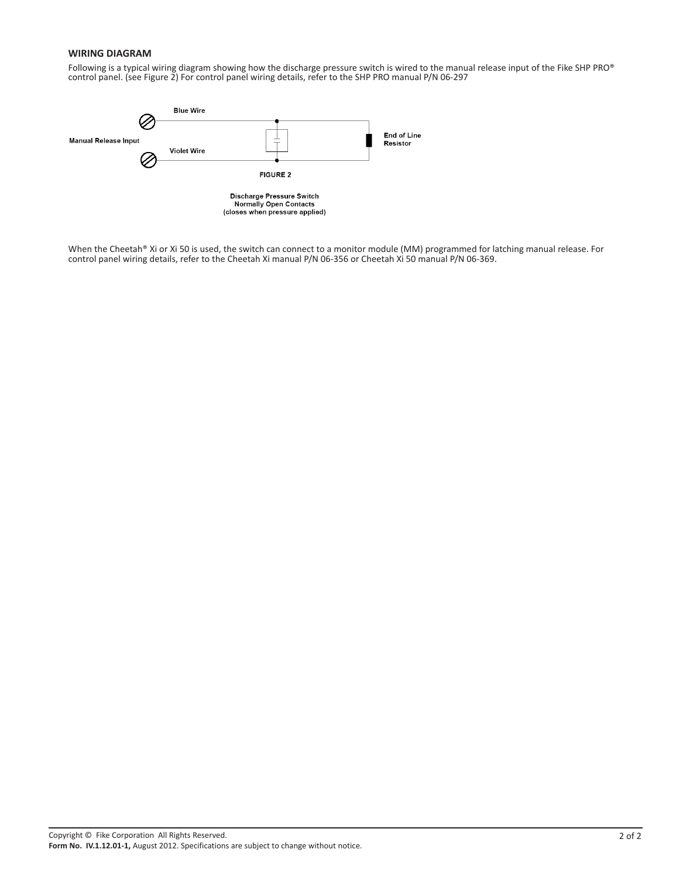## WIRING DIAGRAM

Following is a typical wiring diagram showing how the discharge pressure switch is wired to the manual release input of the Fike SHP PRO® control panel. (see Figure 2) For control panel wiring details, refer to the SHP PRO manual P/N 06-297

Blue Wire

Manual Release Input

Violet Wire

End of Line Resistor

FIGURE 2

Discharge Pressure Switch
Normally Open Contacts
(closes when pressure applied)

When the Cheetah® Xi or Xi 50 is used, the switch can connect to a monitor module (MM) programmed for latching manual release. For control panel wiring details, refer to the Cheetah Xi manual P/N 06-356 or Cheetah Xi 50 manual P/N 06-369.

Copyright © Fike Corporation All Rights Reserved.
**Form No. IV.1.12.01-1,** August 2012. Specifications are subject to change without notice.